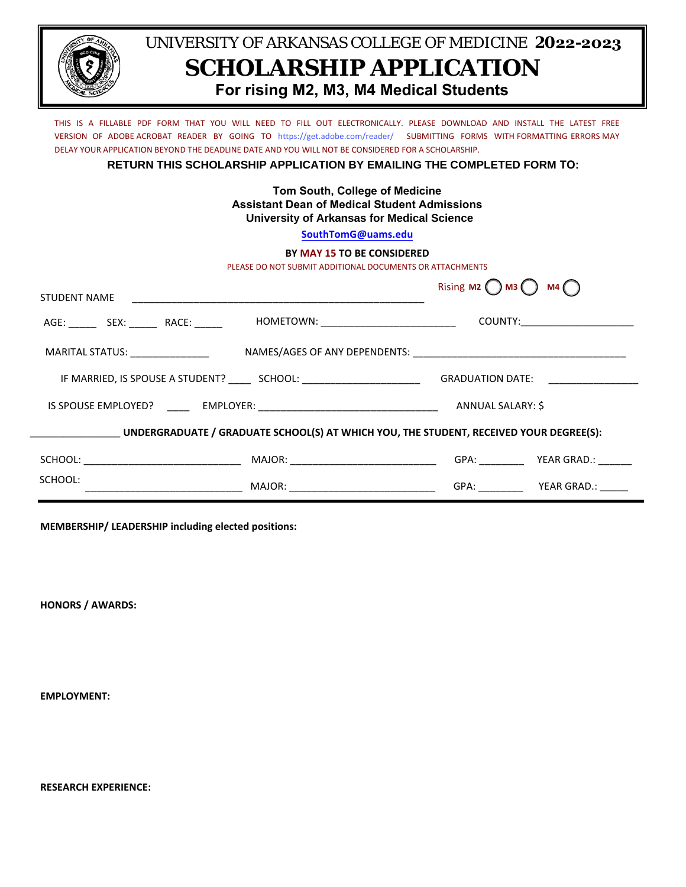# UNIVERSITY OF ARKANSAS COLLEGE OF MEDICINE 2022-2023

# SCHOLARSHIP APPLICATION

## For rising M2, M3, M4 Medical Students

THIS IS A FILLABLE PDF FORM THAT YOU WILL NEED TO FILL OUT ELECTRONICALLY. PLEASE DOWNLOAD AND INSTALL THE LATEST FREE VERSION OF ADOBE ACROBAT READER BY GOING TO https://get.adobe.com/reader/ SUBMITTING FORMS WITH FORMATTING ERRORS MAY DELAY YOUR APPLICATION BEYOND THE DEADLINE DATE AND YOU WILL NOT BE CONSIDERED FOR A SCHOLARSHIP.

**RETURN THIS SCHOLARSHIP APPLICATION BY EMAILING THE COMPLETED FORM TO:**

**Tom South, College of Medicine**
**Assistant Dean of Medical Student Admissions**
**University of Arkansas for Medical Science**

**SouthTomG@uams.edu**

**BY MAY 15 TO BE CONSIDERED**

PLEASE DO NOT SUBMIT ADDITIONAL DOCUMENTS OR ATTACHMENTS

STUDENT NAME ____________________________________________ Rising **M2** ◯ **M3** ◯ **M4** ◯

AGE: _____ SEX: _____ RACE: _____ HOMETOWN: _______________________ COUNTY: ____________________

MARITAL STATUS: ______________ NAMES/AGES OF ANY DEPENDENTS: ______________________________________

IF MARRIED, IS SPOUSE A STUDENT? ____ SCHOOL: ____________________ GRADUATION DATE: _______________

IS SPOUSE EMPLOYED? ____ EMPLOYER: _______________________________ ANNUAL SALARY: $

________________ **UNDERGRADUATE / GRADUATE SCHOOL(S) AT WHICH YOU, THE STUDENT, RECEIVED YOUR DEGREE(S):**

SCHOOL: ___________________________ MAJOR: _________________________ GPA: ________ YEAR GRAD.: ______

SCHOOL: ___________________________ MAJOR: _________________________ GPA: ________ YEAR GRAD.: _____

---

**MEMBERSHIP/ LEADERSHIP including elected positions:**

**HONORS / AWARDS:**

**EMPLOYMENT:**

**RESEARCH EXPERIENCE:**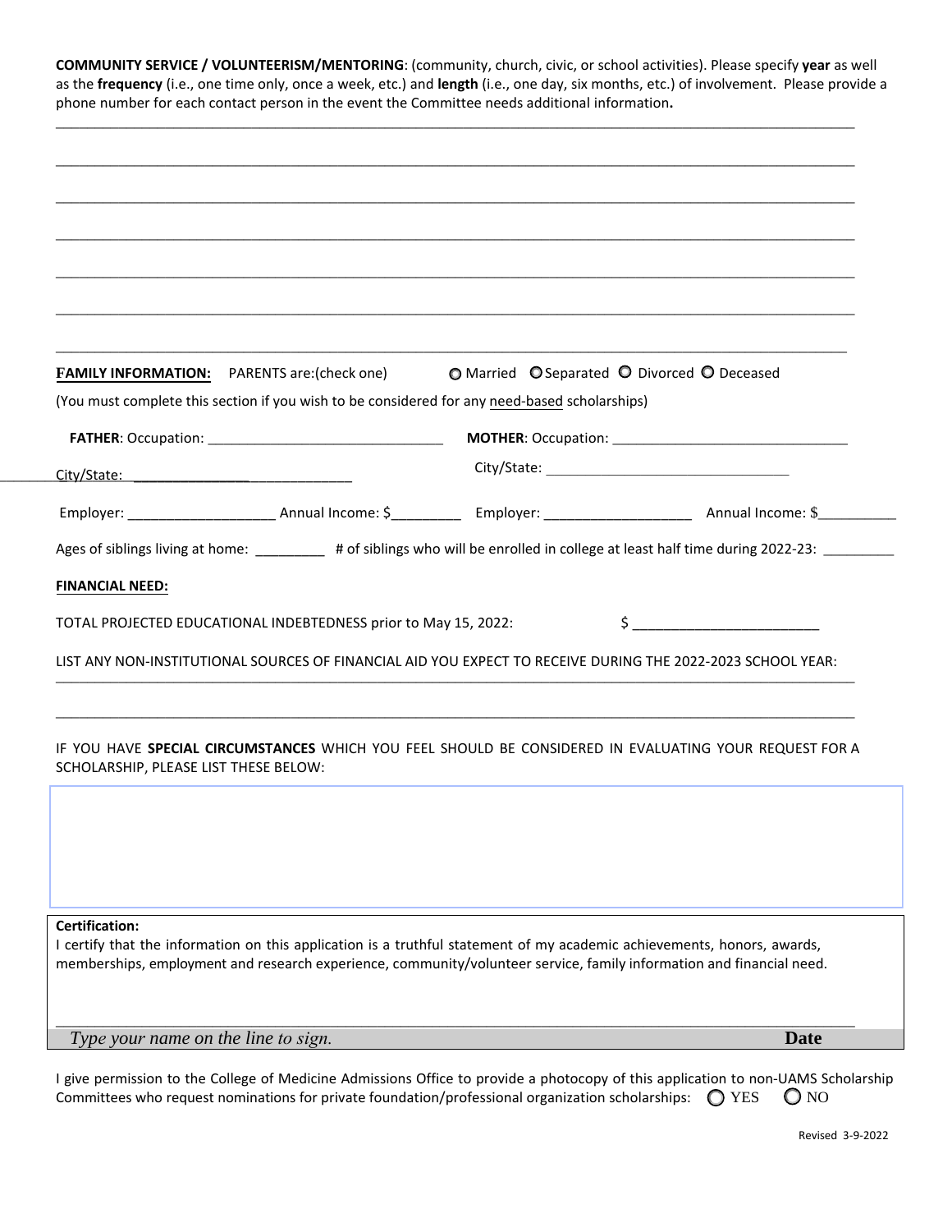**COMMUNITY SERVICE / VOLUNTEERISM/MENTORING**: (community, church, civic, or school activities). Please specify **year** as well as the **frequency** (i.e., one time only, once a week, etc.) and **length** (i.e., one day, six months, etc.) of involvement. Please provide a phone number for each contact person in the event the Committee needs additional information**.**

______________________________________________________________________________________________

______________________________________________________________________________________________

______________________________________________________________________________________________

______________________________________________________________________________________________

______________________________________________________________________________________________

______________________________________________________________________________________________

______________________________________________________________________________________________

**FAMILY INFORMATION:** PARENTS are:(check one) ○ Married ○ Separated ○ Divorced ○ Deceased

(You must complete this section if you wish to be considered for any need-based scholarships)

**FATHER**: Occupation: ______________________________ **MOTHER**: Occupation: ______________________________

City/State: ____________________________ City/State: ________________________________

Employer: ___________________ Annual Income: $_________ Employer: ___________________ Annual Income: $__________

Ages of siblings living at home: _________ # of siblings who will be enrolled in college at least half time during 2022-23: _________

**FINANCIAL NEED:**

TOTAL PROJECTED EDUCATIONAL INDEBTEDNESS prior to May 15, 2022: $ ________________________

LIST ANY NON-INSTITUTIONAL SOURCES OF FINANCIAL AID YOU EXPECT TO RECEIVE DURING THE 2022-2023 SCHOOL YEAR:

______________________________________________________________________________________________

______________________________________________________________________________________________

IF YOU HAVE **SPECIAL CIRCUMSTANCES** WHICH YOU FEEL SHOULD BE CONSIDERED IN EVALUATING YOUR REQUEST FOR A SCHOLARSHIP, PLEASE LIST THESE BELOW:

**Certification:**

I certify that the information on this application is a truthful statement of my academic achievements, honors, awards, memberships, employment and research experience, community/volunteer service, family information and financial need.

______________________________________________________________________________________________

*Type your name on the line to sign.* **Date**

I give permission to the College of Medicine Admissions Office to provide a photocopy of this application to non-UAMS Scholarship Committees who request nominations for private foundation/professional organization scholarships: ○ YES ○ NO

Revised 3-9-2022